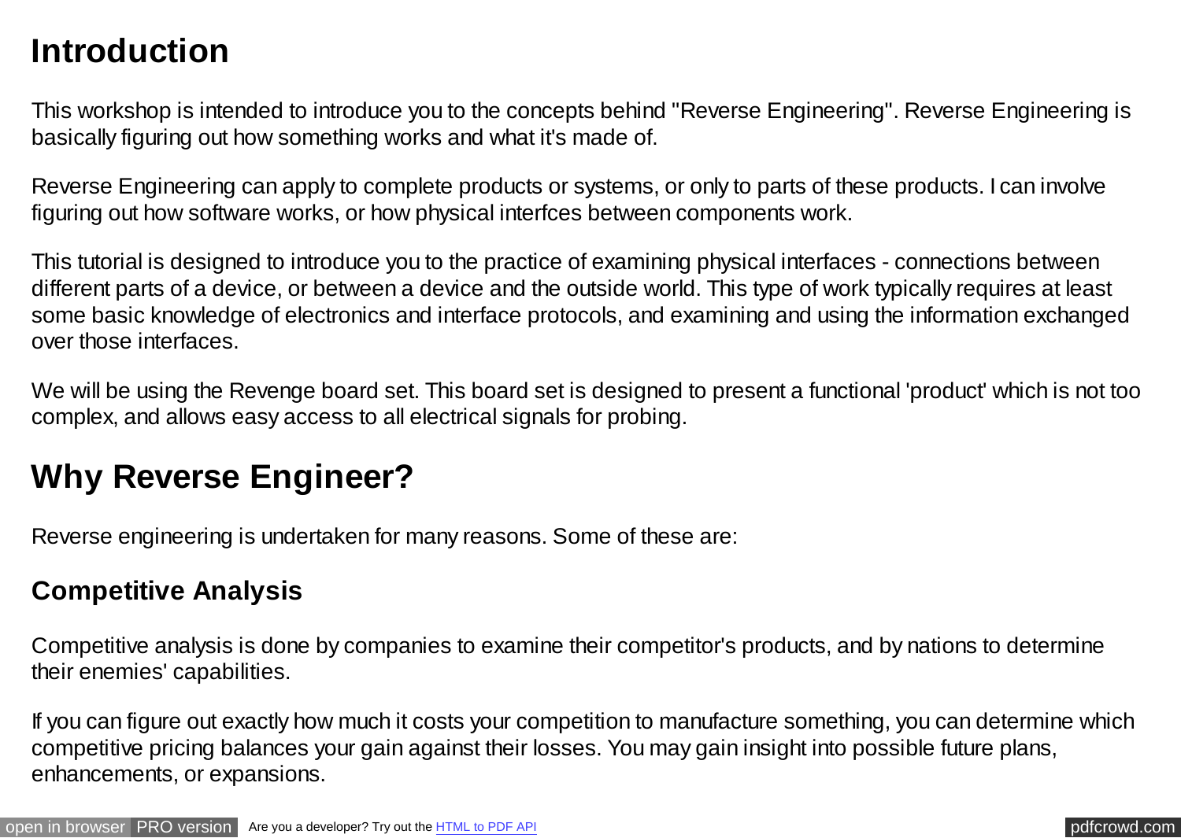# Introduction

This workshop is intended to introduce you to the concepts behind "Reverse Engineering". Reverse Engineering is basically figuring out how something works and what it's made of.

Reverse Engineering can apply to complete products or systems, or only to parts of these products. I can involve figuring out how software works, or how physical interfces between components work.

This tutorial is designed to introduce you to the practice of examining physical interfaces - connections between different parts of a device, or between a device and the outside world. This type of work typically requires at least some basic knowledge of electronics and interface protocols, and examining and using the information exchanged over those interfaces.

We will be using the Revenge board set. This board set is designed to present a functional 'product' which is not too complex, and allows easy access to all electrical signals for probing.

# Why Reverse Engineer?

Reverse engineering is undertaken for many reasons. Some of these are:

## Competitive Analysis

Competitive analysis is done by companies to examine their competitor's products, and by nations to determine their enemies' capabilities.

If you can figure out exactly how much it costs your competition to manufacture something, you can determine which competitive pricing balances your gain against their losses. You may gain insight into possible future plans, enhancements, or expansions.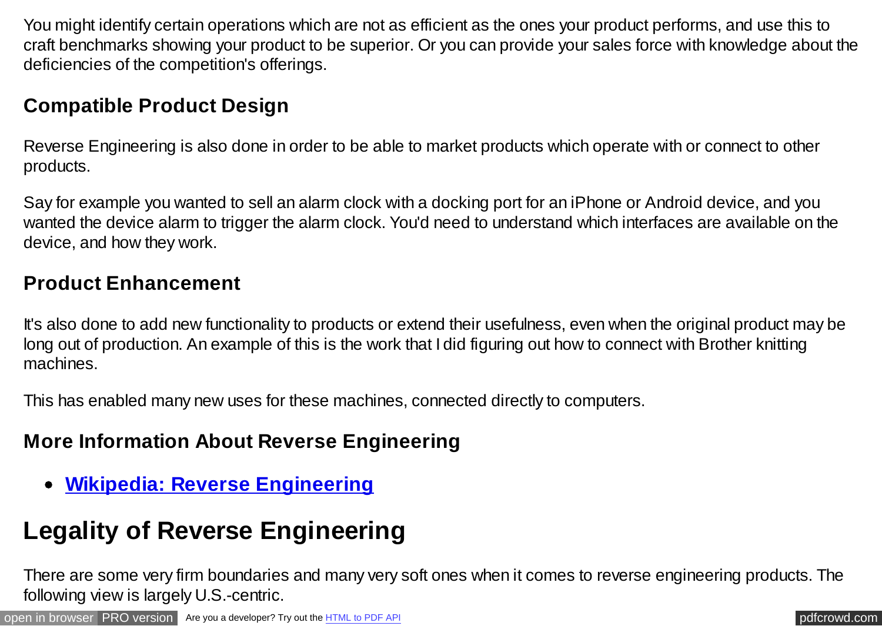You might identify certain operations which are not as efficient as the ones your product performs, and use this to craft benchmarks showing your product to be superior. Or you can provide your sales force with knowledge about the deficiencies of the competition's offerings.

### Compatible Product Design

Reverse Engineering is also done in order to be able to market products which operate with or connect to other products.

Say for example you wanted to sell an alarm clock with a docking port for an iPhone or Android device, and you wanted the device alarm to trigger the alarm clock. You'd need to understand which interfaces are available on the device, and how they work.

### Product Enhancement

It's also done to add new functionality to products or extend their usefulness, even when the original product may be long out of production. An example of this is the work that I did figuring out how to connect with Brother knitting machines.

This has enabled many new uses for these machines, connected directly to computers.

### More Information About Reverse Engineering

- **Wikipedia: Reverse Engineering**

## Legality of Reverse Engineering

There are some very firm boundaries and many very soft ones when it comes to reverse engineering products. The following view is largely U.S.-centric.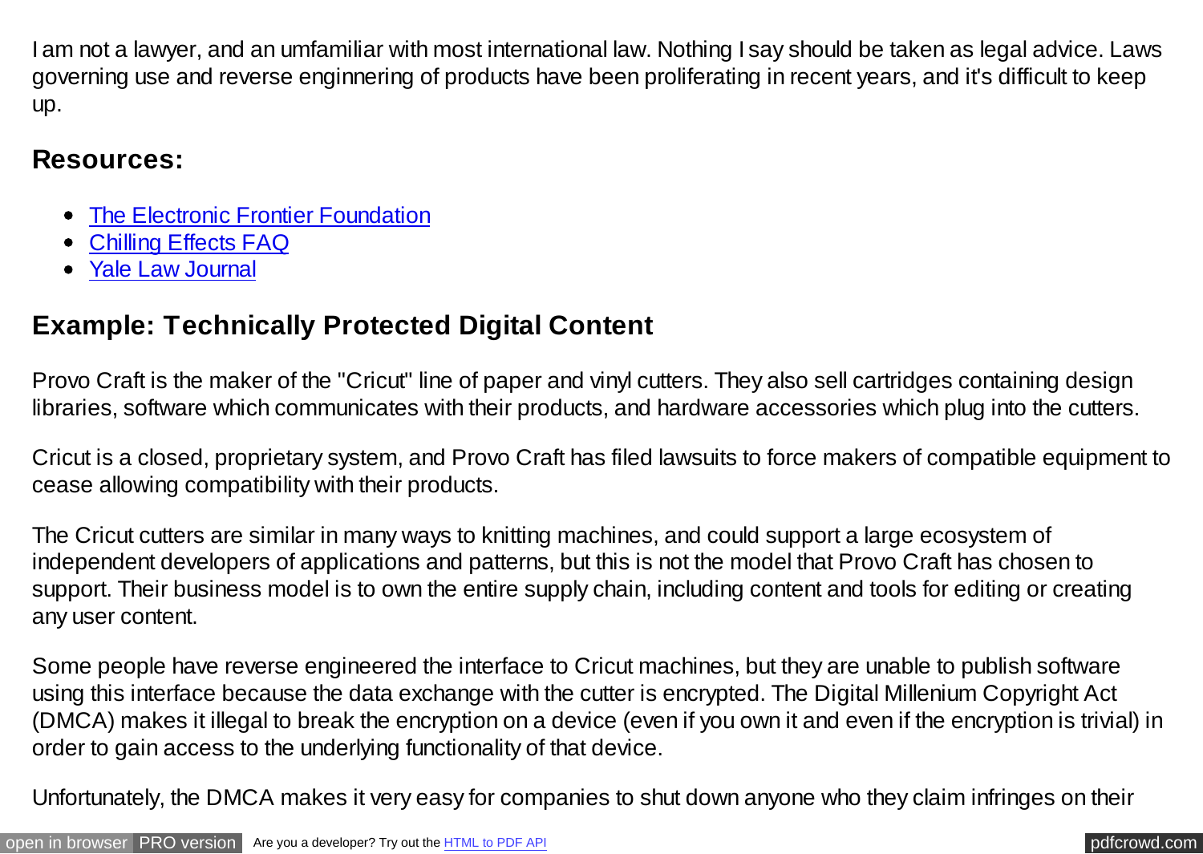I am not a lawyer, and an umfamiliar with most international law. Nothing I say should be taken as legal advice. Laws governing use and reverse enginnering of products have been proliferating in recent years, and it's difficult to keep up.

## Resources:

- [The Electronic Frontier Foundation]()
- [Chilling Effects FAQ]()
- [Yale Law Journal]()

## Example: Technically Protected Digital Content

Provo Craft is the maker of the "Cricut" line of paper and vinyl cutters. They also sell cartridges containing design libraries, software which communicates with their products, and hardware accessories which plug into the cutters.

Cricut is a closed, proprietary system, and Provo Craft has filed lawsuits to force makers of compatible equipment to cease allowing compatibility with their products.

The Cricut cutters are similar in many ways to knitting machines, and could support a large ecosystem of independent developers of applications and patterns, but this is not the model that Provo Craft has chosen to support. Their business model is to own the entire supply chain, including content and tools for editing or creating any user content.

Some people have reverse engineered the interface to Cricut machines, but they are unable to publish software using this interface because the data exchange with the cutter is encrypted. The Digital Millenium Copyright Act (DMCA) makes it illegal to break the encryption on a device (even if you own it and even if the encryption is trivial) in order to gain access to the underlying functionality of that device.

Unfortunately, the DMCA makes it very easy for companies to shut down anyone who they claim infringes on their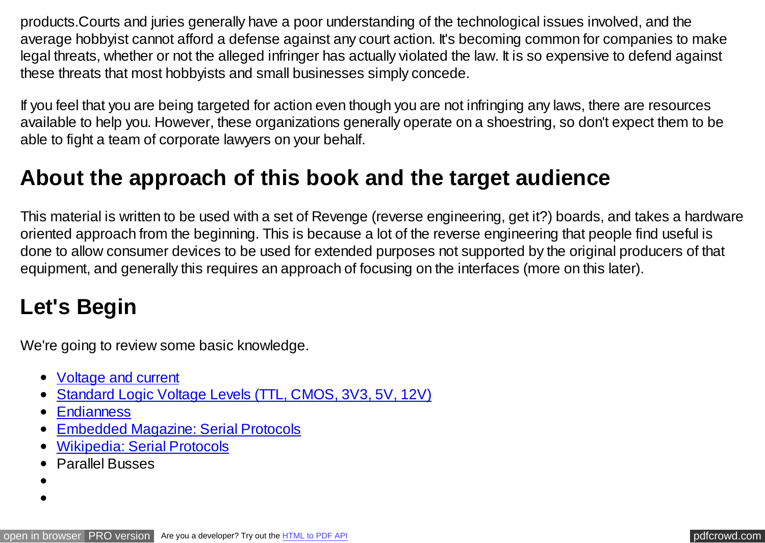products.Courts and juries generally have a poor understanding of the technological issues involved, and the average hobbyist cannot afford a defense against any court action. It's becoming common for companies to make legal threats, whether or not the alleged infringer has actually violated the law. It is so expensive to defend against these threats that most hobbyists and small businesses simply concede.

If you feel that you are being targeted for action even though you are not infringing any laws, there are resources available to help you. However, these organizations generally operate on a shoestring, so don't expect them to be able to fight a team of corporate lawyers on your behalf.

## About the approach of this book and the target audience

This material is written to be used with a set of Revenge (reverse engineering, get it?) boards, and takes a hardware oriented approach from the beginning. This is because a lot of the reverse engineering that people find useful is done to allow consumer devices to be used for extended purposes not supported by the original producers of that equipment, and generally this requires an approach of focusing on the interfaces (more on this later).

## Let's Begin

We're going to review some basic knowledge.

- Voltage and current
- Standard Logic Voltage Levels (TTL, CMOS, 3V3, 5V, 12V)
- Endianness
- Embedded Magazine: Serial Protocols
- Wikipedia: Serial Protocols
- Parallel Busses
-
-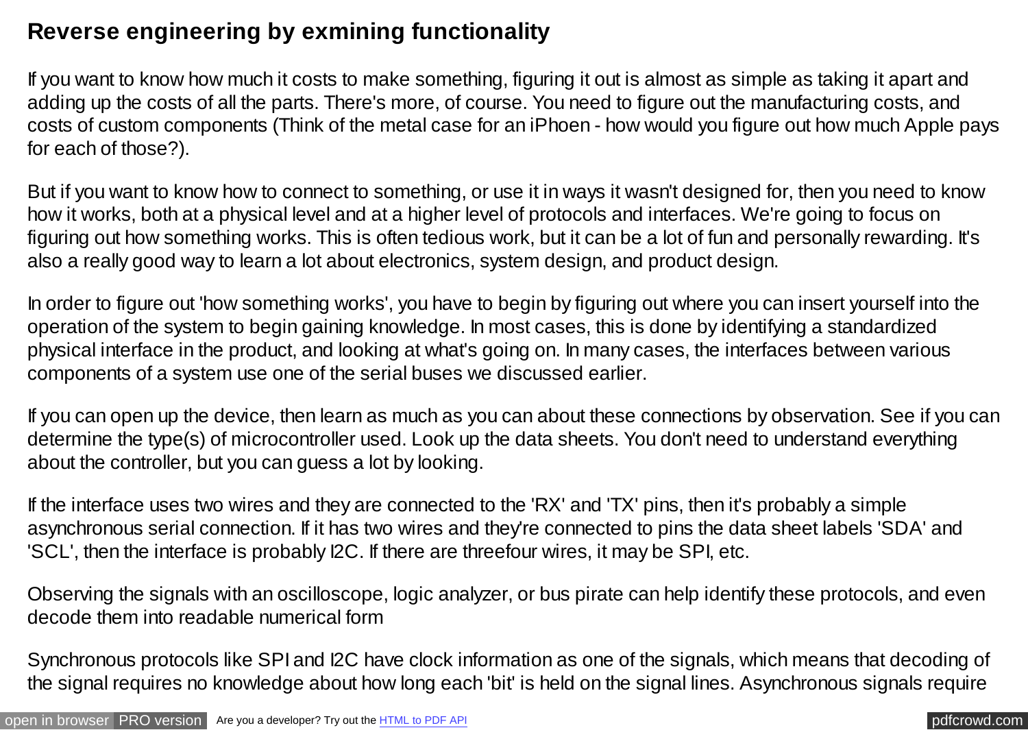## Reverse engineering by exmining functionality

If you want to know how much it costs to make something, figuring it out is almost as simple as taking it apart and adding up the costs of all the parts. There's more, of course. You need to figure out the manufacturing costs, and costs of custom components (Think of the metal case for an iPhoen - how would you figure out how much Apple pays for each of those?).

But if you want to know how to connect to something, or use it in ways it wasn't designed for, then you need to know how it works, both at a physical level and at a higher level of protocols and interfaces. We're going to focus on figuring out how something works. This is often tedious work, but it can be a lot of fun and personally rewarding. It's also a really good way to learn a lot about electronics, system design, and product design.

In order to figure out 'how something works', you have to begin by figuring out where you can insert yourself into the operation of the system to begin gaining knowledge. In most cases, this is done by identifying a standardized physical interface in the product, and looking at what's going on. In many cases, the interfaces between various components of a system use one of the serial buses we discussed earlier.

If you can open up the device, then learn as much as you can about these connections by observation. See if you can determine the type(s) of microcontroller used. Look up the data sheets. You don't need to understand everything about the controller, but you can guess a lot by looking.

If the interface uses two wires and they are connected to the 'RX' and 'TX' pins, then it's probably a simple asynchronous serial connection. If it has two wires and they're connected to pins the data sheet labels 'SDA' and 'SCL', then the interface is probably I2C. If there are threefour wires, it may be SPI, etc.

Observing the signals with an oscilloscope, logic analyzer, or bus pirate can help identify these protocols, and even decode them into readable numerical form

Synchronous protocols like SPI and I2C have clock information as one of the signals, which means that decoding of the signal requires no knowledge about how long each 'bit' is held on the signal lines. Asynchronous signals require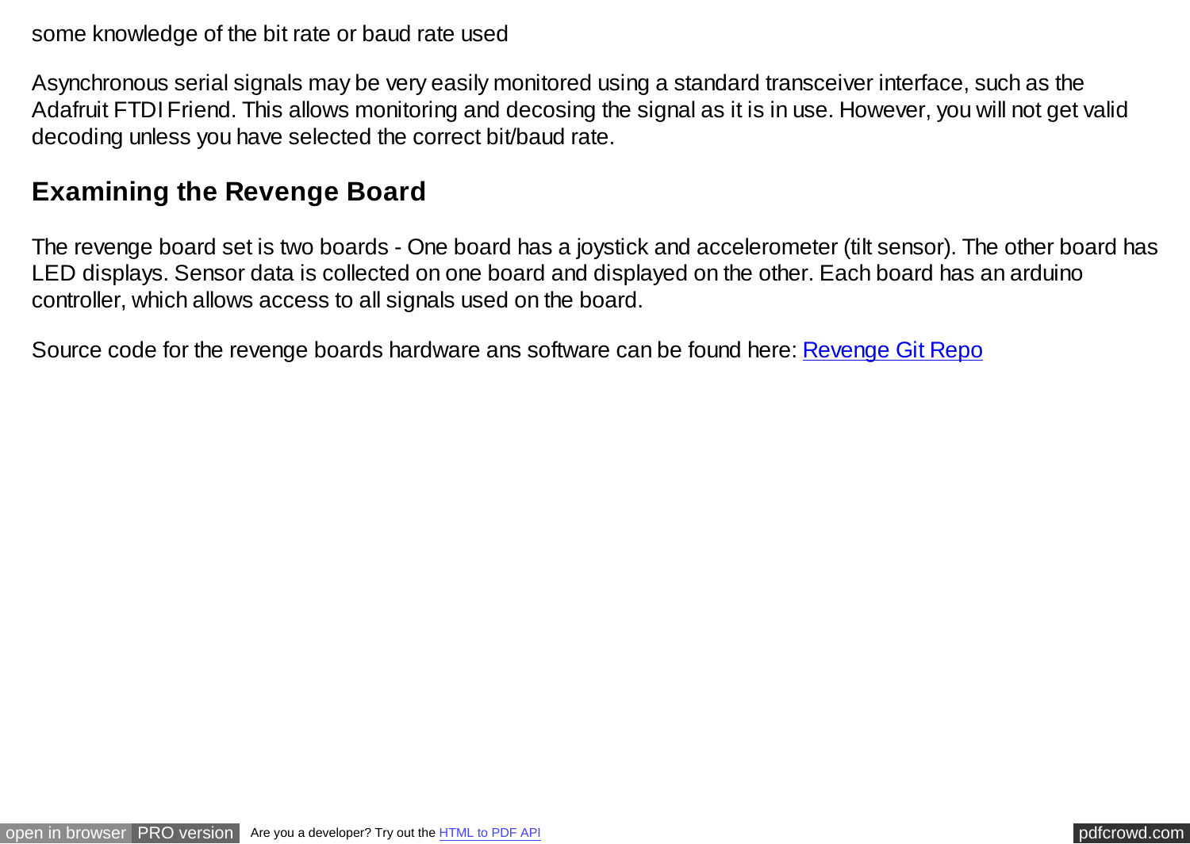some knowledge of the bit rate or baud rate used

Asynchronous serial signals may be very easily monitored using a standard transceiver interface, such as the Adafruit FTDI Friend. This allows monitoring and decosing the signal as it is in use. However, you will not get valid decoding unless you have selected the correct bit/baud rate.

## Examining the Revenge Board

The revenge board set is two boards - One board has a joystick and accelerometer (tilt sensor). The other board has LED displays. Sensor data is collected on one board and displayed on the other. Each board has an arduino controller, which allows access to all signals used on the board.

Source code for the revenge boards hardware ans software can be found here: Revenge Git Repo